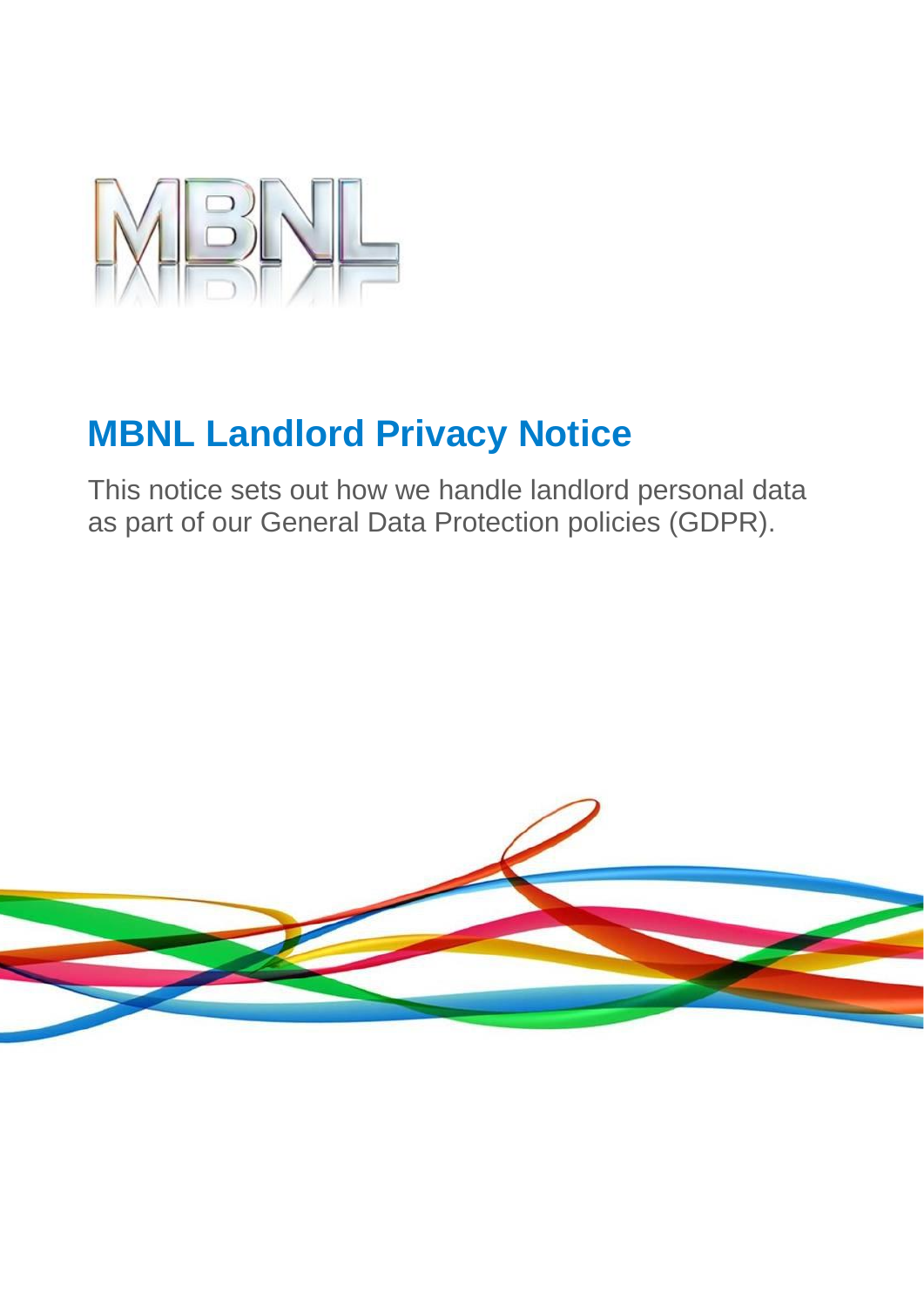# MBNL Landlord Privacy Notice

This notice sets out how we handle landlord personal data as part of our General Data Protection policies (GDPR).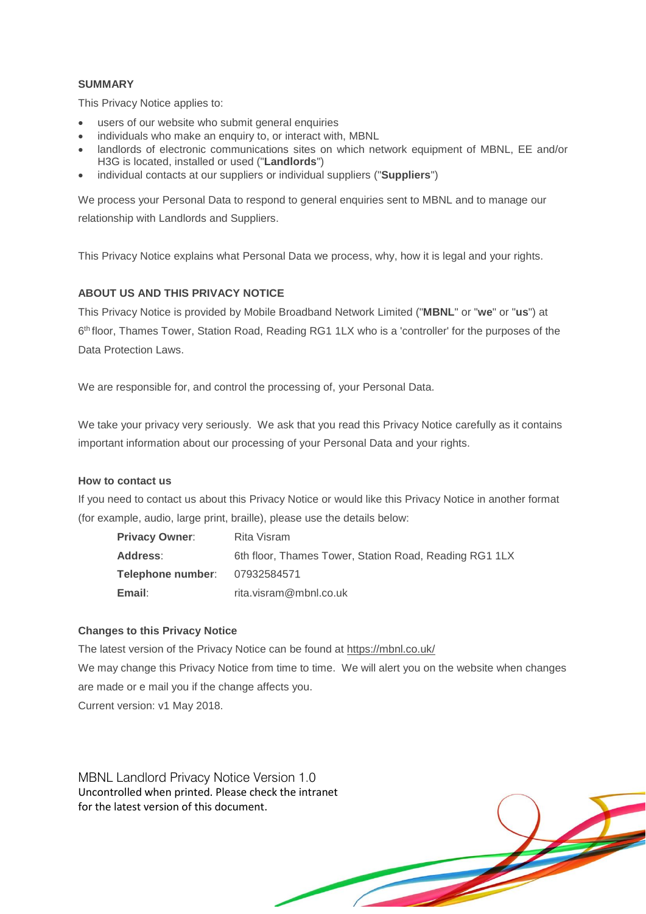## SUMMARY

This Privacy Notice applies to:

- users of our website who submit general enquiries
- individuals who make an enquiry to, or interact with, MBNL
- landlords of electronic communications sites on which network equipment of MBNL, EE and/or H3G is located, installed or used ("**Landlords**")
- individual contacts at our suppliers or individual suppliers ("**Suppliers**")

We process your Personal Data to respond to general enquiries sent to MBNL and to manage our relationship with Landlords and Suppliers.

This Privacy Notice explains what Personal Data we process, why, how it is legal and your rights.

## ABOUT US AND THIS PRIVACY NOTICE

This Privacy Notice is provided by Mobile Broadband Network Limited ("**MBNL**" or "**we**" or "**us**") at 6th floor, Thames Tower, Station Road, Reading RG1 1LX who is a 'controller' for the purposes of the Data Protection Laws.

We are responsible for, and control the processing of, your Personal Data.

We take your privacy very seriously. We ask that you read this Privacy Notice carefully as it contains important information about our processing of your Personal Data and your rights.

### How to contact us

If you need to contact us about this Privacy Notice or would like this Privacy Notice in another format (for example, audio, large print, braille), please use the details below:

| | |
|---|---|
| **Privacy Owner**: | Rita Visram |
| **Address**: | 6th floor, Thames Tower, Station Road, Reading RG1 1LX |
| **Telephone number**: | 07932584571 |
| **Email**: | rita.visram@mbnl.co.uk |

### Changes to this Privacy Notice

The latest version of the Privacy Notice can be found at https://mbnl.co.uk/

We may change this Privacy Notice from time to time. We will alert you on the website when changes are made or e mail you if the change affects you.

Current version: v1 May 2018.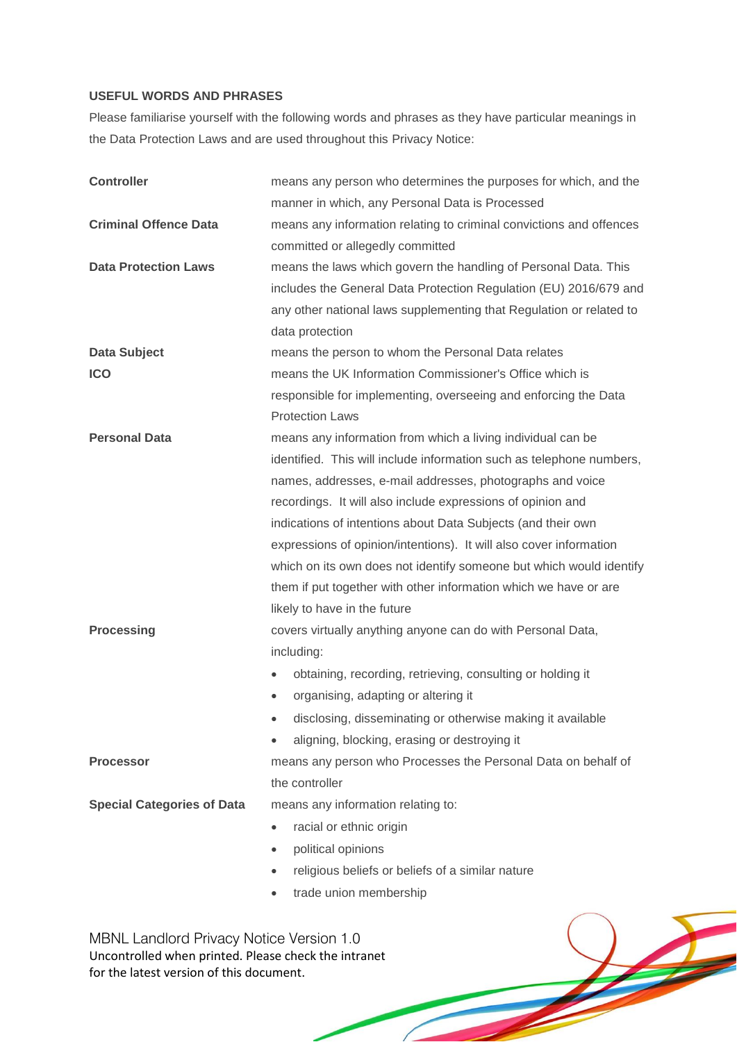**USEFUL WORDS AND PHRASES**

Please familiarise yourself with the following words and phrases as they have particular meanings in the Data Protection Laws and are used throughout this Privacy Notice:

**Controller** means any person who determines the purposes for which, and the manner in which, any Personal Data is Processed

**Criminal Offence Data** means any information relating to criminal convictions and offences committed or allegedly committed

**Data Protection Laws** means the laws which govern the handling of Personal Data. This includes the General Data Protection Regulation (EU) 2016/679 and any other national laws supplementing that Regulation or related to data protection

**Data Subject** means the person to whom the Personal Data relates

**ICO** means the UK Information Commissioner's Office which is responsible for implementing, overseeing and enforcing the Data Protection Laws

**Personal Data** means any information from which a living individual can be identified. This will include information such as telephone numbers, names, addresses, e-mail addresses, photographs and voice recordings. It will also include expressions of opinion and indications of intentions about Data Subjects (and their own expressions of opinion/intentions). It will also cover information which on its own does not identify someone but which would identify them if put together with other information which we have or are likely to have in the future

**Processing** covers virtually anything anyone can do with Personal Data, including:

- obtaining, recording, retrieving, consulting or holding it
- organising, adapting or altering it
- disclosing, disseminating or otherwise making it available
- aligning, blocking, erasing or destroying it

**Processor** means any person who Processes the Personal Data on behalf of the controller

**Special Categories of Data** means any information relating to:

- racial or ethnic origin
- political opinions
- religious beliefs or beliefs of a similar nature
- trade union membership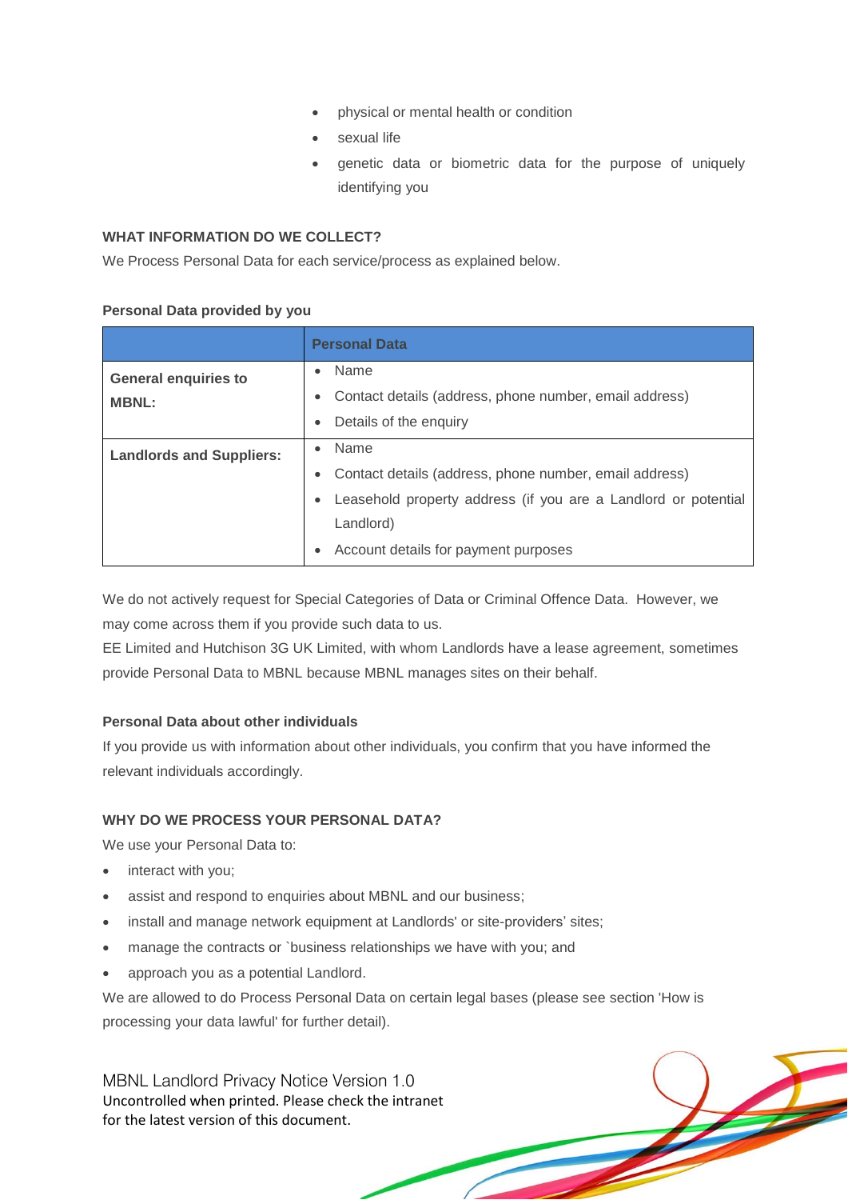- physical or mental health or condition
- sexual life
- genetic data or biometric data for the purpose of uniquely identifying you

**WHAT INFORMATION DO WE COLLECT?**

We Process Personal Data for each service/process as explained below.

**Personal Data provided by you**

| | Personal Data |
|---|---|
| **General enquiries to MBNL:** | • Name<br>• Contact details (address, phone number, email address)<br>• Details of the enquiry |
| **Landlords and Suppliers:** | • Name<br>• Contact details (address, phone number, email address)<br>• Leasehold property address (if you are a Landlord or potential Landlord)<br>• Account details for payment purposes |

We do not actively request for Special Categories of Data or Criminal Offence Data. However, we may come across them if you provide such data to us.
EE Limited and Hutchison 3G UK Limited, with whom Landlords have a lease agreement, sometimes provide Personal Data to MBNL because MBNL manages sites on their behalf.

**Personal Data about other individuals**

If you provide us with information about other individuals, you confirm that you have informed the relevant individuals accordingly.

**WHY DO WE PROCESS YOUR PERSONAL DATA?**

We use your Personal Data to:

- interact with you;
- assist and respond to enquiries about MBNL and our business;
- install and manage network equipment at Landlords' or site-providers' sites;
- manage the contracts or `business relationships we have with you; and
- approach you as a potential Landlord.

We are allowed to do Process Personal Data on certain legal bases (please see section 'How is processing your data lawful' for further detail).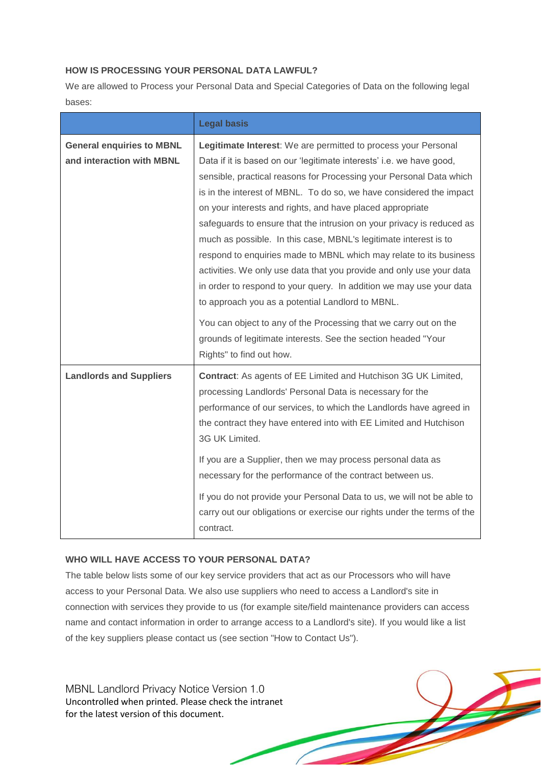### HOW IS PROCESSING YOUR PERSONAL DATA LAWFUL?

We are allowed to Process your Personal Data and Special Categories of Data on the following legal bases:

| | Legal basis |
|---|---|
| **General enquiries to MBNL and interaction with MBNL** | **Legitimate Interest**: We are permitted to process your Personal Data if it is based on our 'legitimate interests' i.e. we have good, sensible, practical reasons for Processing your Personal Data which is in the interest of MBNL. To do so, we have considered the impact on your interests and rights, and have placed appropriate safeguards to ensure that the intrusion on your privacy is reduced as much as possible. In this case, MBNL's legitimate interest is to respond to enquiries made to MBNL which may relate to its business activities. We only use data that you provide and only use your data in order to respond to your query. In addition we may use your data to approach you as a potential Landlord to MBNL.<br><br>You can object to any of the Processing that we carry out on the grounds of legitimate interests. See the section headed "Your Rights" to find out how. |
| **Landlords and Suppliers** | **Contract**: As agents of EE Limited and Hutchison 3G UK Limited, processing Landlords' Personal Data is necessary for the performance of our services, to which the Landlords have agreed in the contract they have entered into with EE Limited and Hutchison 3G UK Limited.<br><br>If you are a Supplier, then we may process personal data as necessary for the performance of the contract between us.<br><br>If you do not provide your Personal Data to us, we will not be able to carry out our obligations or exercise our rights under the terms of the contract. |

### WHO WILL HAVE ACCESS TO YOUR PERSONAL DATA?

The table below lists some of our key service providers that act as our Processors who will have access to your Personal Data. We also use suppliers who need to access a Landlord's site in connection with services they provide to us (for example site/field maintenance providers can access name and contact information in order to arrange access to a Landlord's site). If you would like a list of the key suppliers please contact us (see section "How to Contact Us").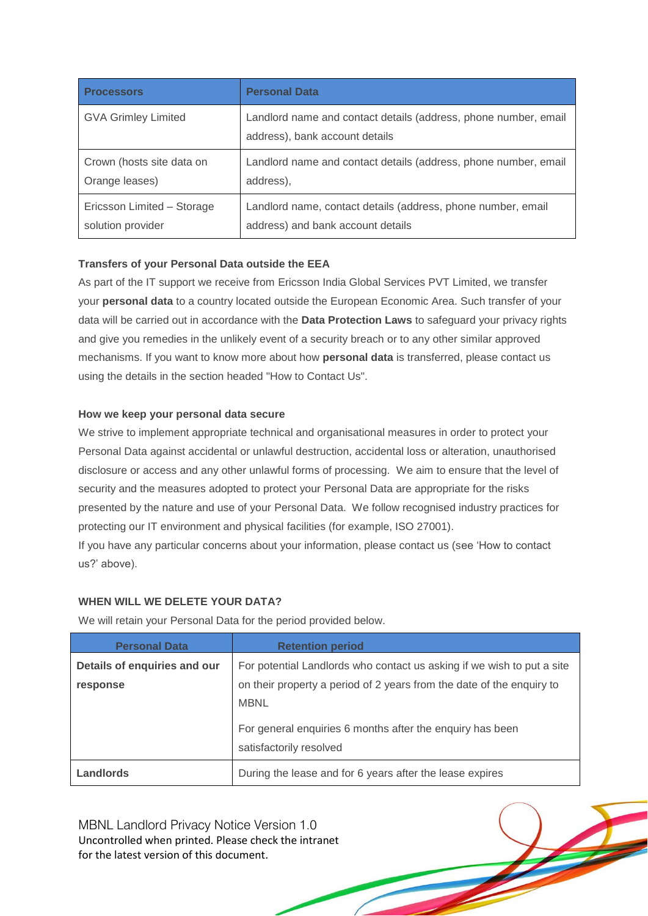| Processors | Personal Data |
|---|---|
| GVA Grimley Limited | Landlord name and contact details (address, phone number, email address), bank account details |
| Crown (hosts site data on Orange leases) | Landlord name and contact details (address, phone number, email address), |
| Ericsson Limited – Storage solution provider | Landlord name, contact details (address, phone number, email address) and bank account details |

**Transfers of your Personal Data outside the EEA**

As part of the IT support we receive from Ericsson India Global Services PVT Limited, we transfer your **personal data** to a country located outside the European Economic Area. Such transfer of your data will be carried out in accordance with the **Data Protection Laws** to safeguard your privacy rights and give you remedies in the unlikely event of a security breach or to any other similar approved mechanisms. If you want to know more about how **personal data** is transferred, please contact us using the details in the section headed "How to Contact Us".

**How we keep your personal data secure**

We strive to implement appropriate technical and organisational measures in order to protect your Personal Data against accidental or unlawful destruction, accidental loss or alteration, unauthorised disclosure or access and any other unlawful forms of processing. We aim to ensure that the level of security and the measures adopted to protect your Personal Data are appropriate for the risks presented by the nature and use of your Personal Data. We follow recognised industry practices for protecting our IT environment and physical facilities (for example, ISO 27001).

If you have any particular concerns about your information, please contact us (see 'How to contact us?' above).

**WHEN WILL WE DELETE YOUR DATA?**

We will retain your Personal Data for the period provided below.

| Personal Data | Retention period |
|---|---|
| **Details of enquiries and our response** | For potential Landlords who contact us asking if we wish to put a site on their property a period of 2 years from the date of the enquiry to MBNL<br><br>For general enquiries 6 months after the enquiry has been satisfactorily resolved |
| **Landlords** | During the lease and for 6 years after the lease expires |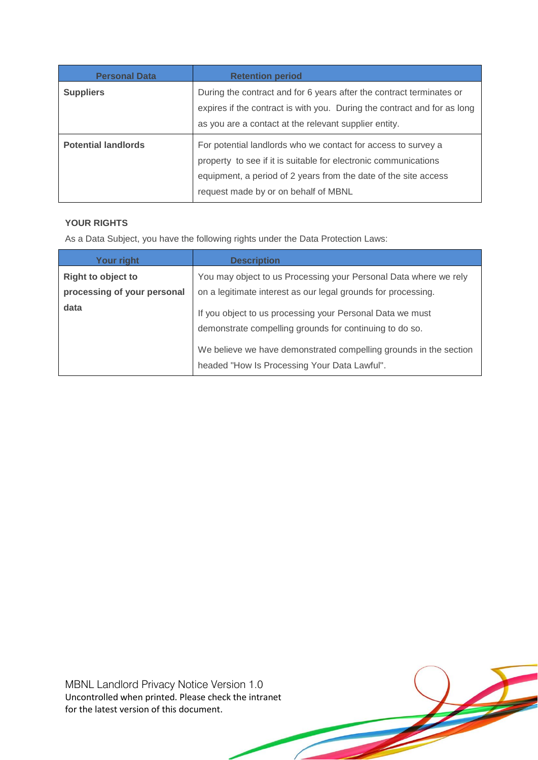| Personal Data | Retention period |
| --- | --- |
| **Suppliers** | During the contract and for 6 years after the contract terminates or expires if the contract is with you. During the contract and for as long as you are a contact at the relevant supplier entity. |
| **Potential landlords** | For potential landlords who we contact for access to survey a property to see if it is suitable for electronic communications equipment, a period of 2 years from the date of the site access request made by or on behalf of MBNL |

## YOUR RIGHTS

As a Data Subject, you have the following rights under the Data Protection Laws:

| Your right | Description |
| --- | --- |
| **Right to object to processing of your personal data** | You may object to us Processing your Personal Data where we rely on a legitimate interest as our legal grounds for processing.<br><br>If you object to us processing your Personal Data we must demonstrate compelling grounds for continuing to do so.<br><br>We believe we have demonstrated compelling grounds in the section headed "How Is Processing Your Data Lawful". |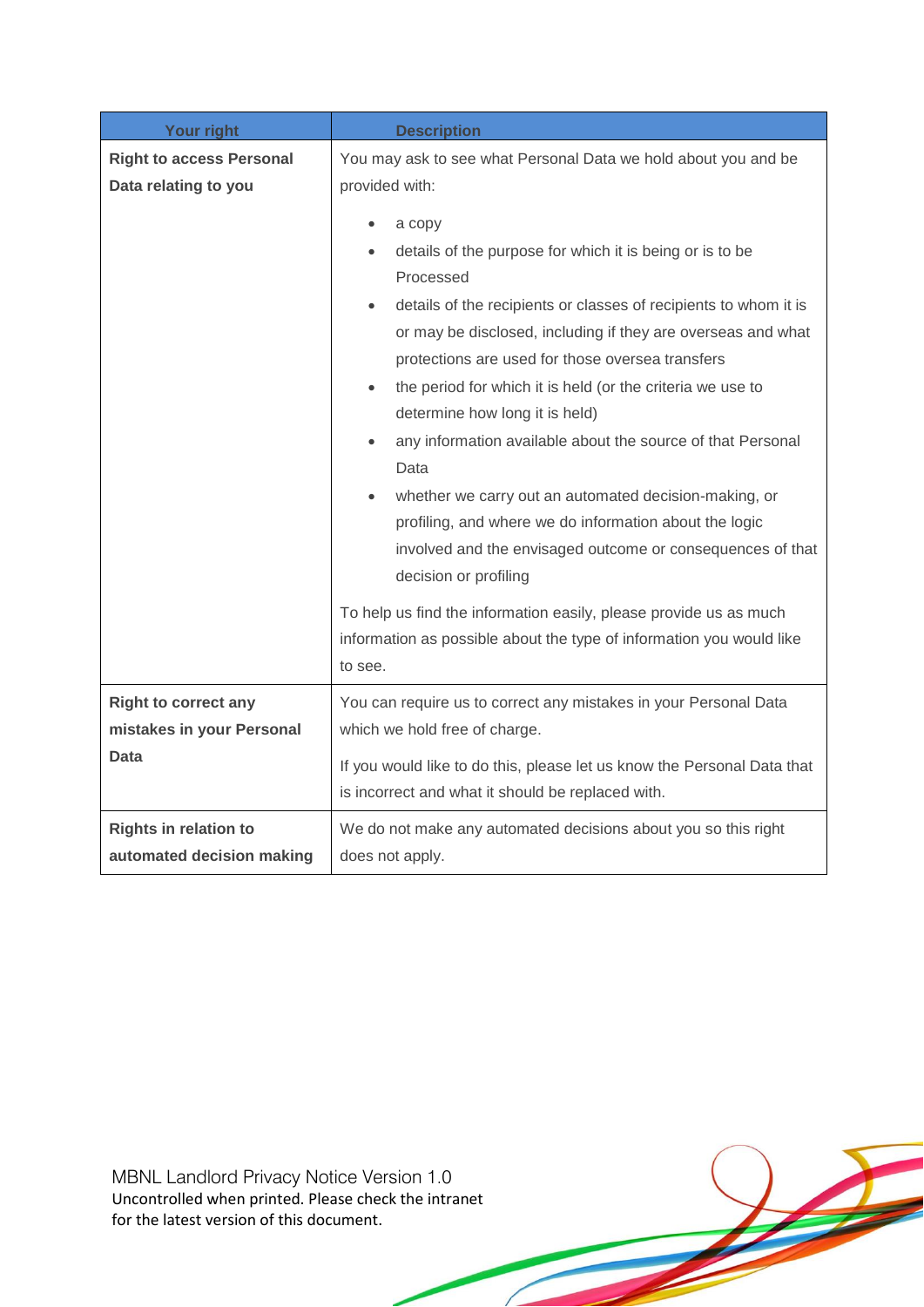| Your right | Description |
|---|---|
| **Right to access Personal Data relating to you** | You may ask to see what Personal Data we hold about you and be provided with:<br>• a copy<br>• details of the purpose for which it is being or is to be Processed<br>• details of the recipients or classes of recipients to whom it is or may be disclosed, including if they are overseas and what protections are used for those oversea transfers<br>• the period for which it is held (or the criteria we use to determine how long it is held)<br>• any information available about the source of that Personal Data<br>• whether we carry out an automated decision-making, or profiling, and where we do information about the logic involved and the envisaged outcome or consequences of that decision or profiling<br><br>To help us find the information easily, please provide us as much information as possible about the type of information you would like to see. |
| **Right to correct any mistakes in your Personal Data** | You can require us to correct any mistakes in your Personal Data which we hold free of charge.<br><br>If you would like to do this, please let us know the Personal Data that is incorrect and what it should be replaced with. |
| **Rights in relation to automated decision making** | We do not make any automated decisions about you so this right does not apply. |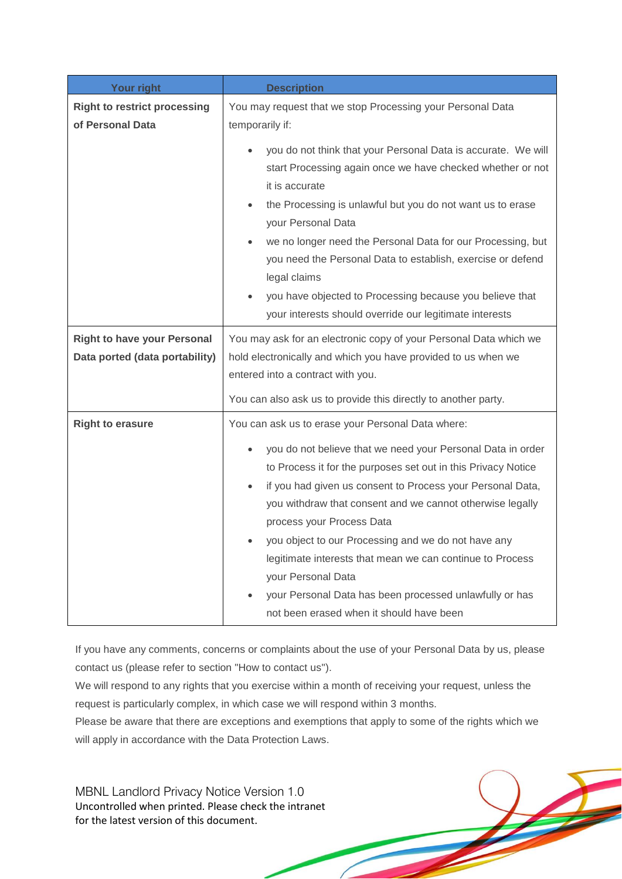| Your right | Description |
|---|---|
| **Right to restrict processing of Personal Data** | You may request that we stop Processing your Personal Data temporarily if:<br><br>• you do not think that your Personal Data is accurate. We will start Processing again once we have checked whether or not it is accurate<br>• the Processing is unlawful but you do not want us to erase your Personal Data<br>• we no longer need the Personal Data for our Processing, but you need the Personal Data to establish, exercise or defend legal claims<br>• you have objected to Processing because you believe that your interests should override our legitimate interests |
| **Right to have your Personal Data ported (data portability)** | You may ask for an electronic copy of your Personal Data which we hold electronically and which you have provided to us when we entered into a contract with you.<br><br>You can also ask us to provide this directly to another party. |
| **Right to erasure** | You can ask us to erase your Personal Data where:<br><br>• you do not believe that we need your Personal Data in order to Process it for the purposes set out in this Privacy Notice<br>• if you had given us consent to Process your Personal Data, you withdraw that consent and we cannot otherwise legally process your Process Data<br>• you object to our Processing and we do not have any legitimate interests that mean we can continue to Process your Personal Data<br>• your Personal Data has been processed unlawfully or has not been erased when it should have been |

If you have any comments, concerns or complaints about the use of your Personal Data by us, please contact us (please refer to section "How to contact us").

We will respond to any rights that you exercise within a month of receiving your request, unless the request is particularly complex, in which case we will respond within 3 months.

Please be aware that there are exceptions and exemptions that apply to some of the rights which we will apply in accordance with the Data Protection Laws.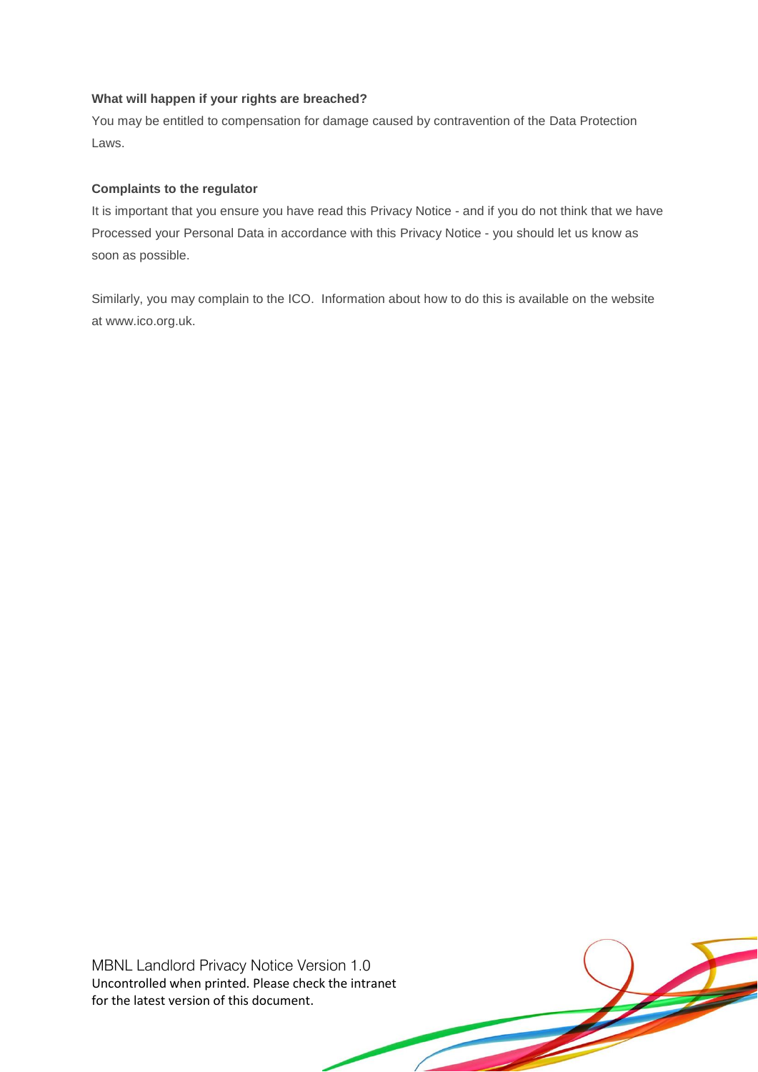### What will happen if your rights are breached?

You may be entitled to compensation for damage caused by contravention of the Data Protection Laws.

### Complaints to the regulator

It is important that you ensure you have read this Privacy Notice - and if you do not think that we have Processed your Personal Data in accordance with this Privacy Notice - you should let us know as soon as possible.

Similarly, you may complain to the ICO. Information about how to do this is available on the website at www.ico.org.uk.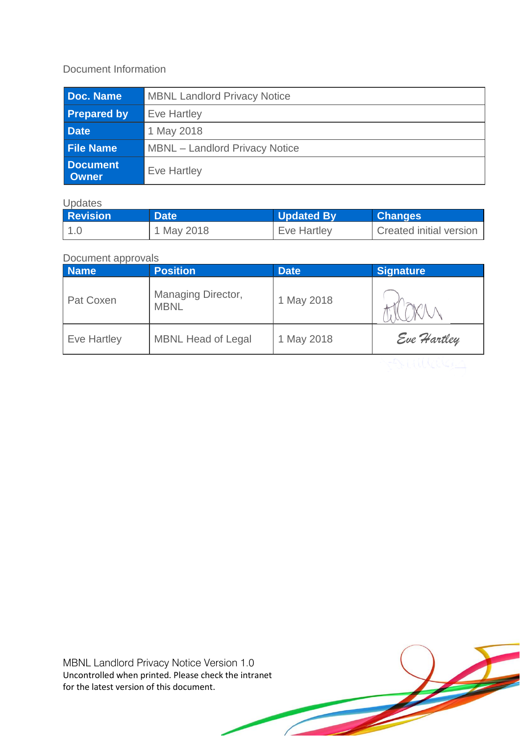Document Information

| | |
|---|---|
| **Doc. Name** | MBNL Landlord Privacy Notice |
| **Prepared by** | Eve Hartley |
| **Date** | 1 May 2018 |
| **File Name** | MBNL – Landlord Privacy Notice |
| **Document Owner** | Eve Hartley |

Updates

| Revision | Date | Updated By | Changes |
|---|---|---|---|
| 1.0 | 1 May 2018 | Eve Hartley | Created initial version |

Document approvals

| Name | Position | Date | Signature |
|---|---|---|---|
| Pat Coxen | Managing Director, MBNL | 1 May 2018 | |
| Eve Hartley | MBNL Head of Legal | 1 May 2018 | *Eve Hartley* |

MBNL Landlord Privacy Notice Version 1.0
Uncontrolled when printed. Please check the intranet for the latest version of this document.